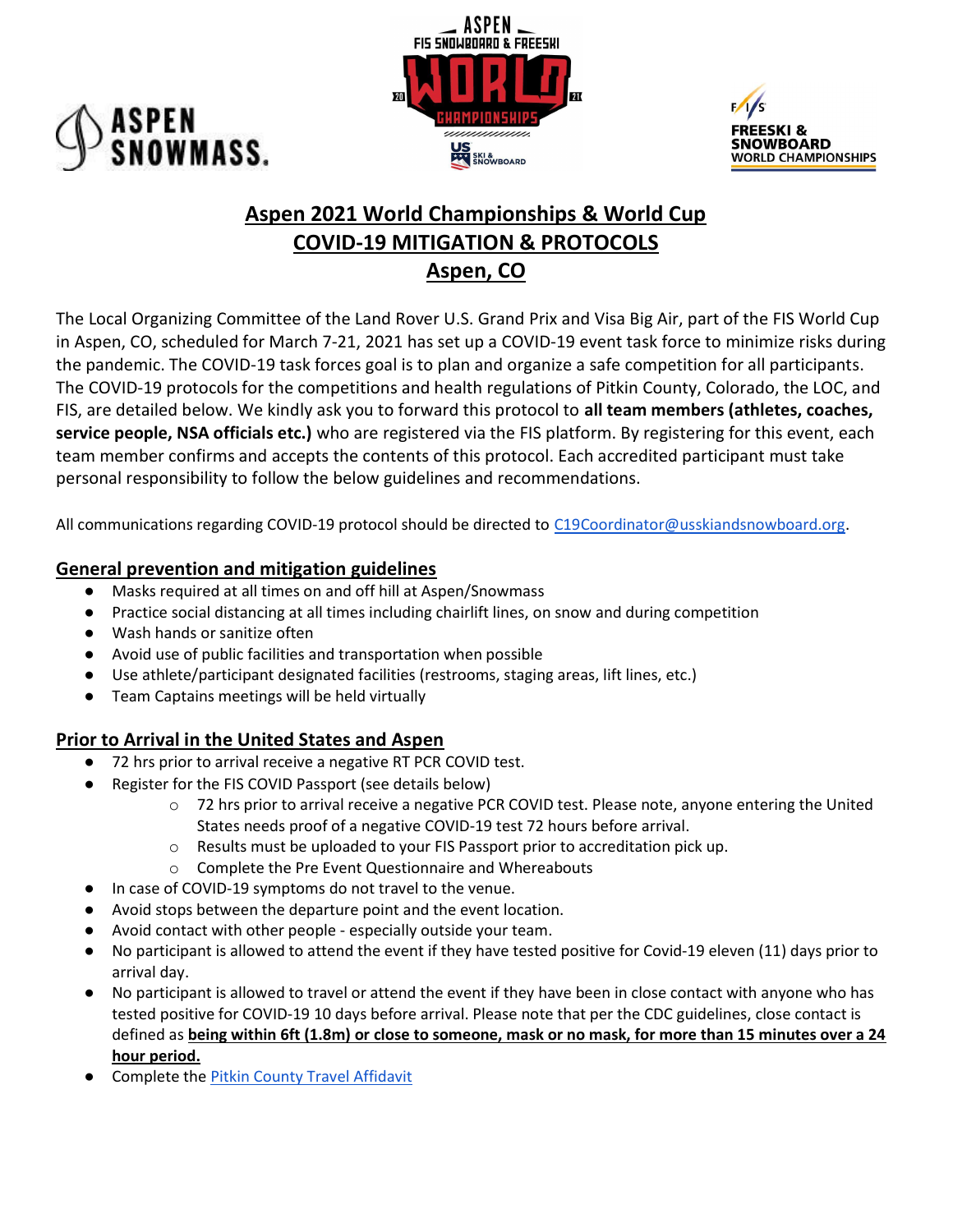# Aspen 2021 World Championships & World Cup
# COVID-19 MITIGATION & PROTOCOLS
# Aspen, CO

The Local Organizing Committee of the Land Rover U.S. Grand Prix and Visa Big Air, part of the FIS World Cup in Aspen, CO, scheduled for March 7-21, 2021 has set up a COVID-19 event task force to minimize risks during the pandemic. The COVID-19 task forces goal is to plan and organize a safe competition for all participants. The COVID-19 protocols for the competitions and health regulations of Pitkin County, Colorado, the LOC, and FIS, are detailed below. We kindly ask you to forward this protocol to **all team members (athletes, coaches, service people, NSA officials etc.)** who are registered via the FIS platform. By registering for this event, each team member confirms and accepts the contents of this protocol. Each accredited participant must take personal responsibility to follow the below guidelines and recommendations.

All communications regarding COVID-19 protocol should be directed to C19Coordinator@usskiandsnowboard.org.

## General prevention and mitigation guidelines

- Masks required at all times on and off hill at Aspen/Snowmass
- Practice social distancing at all times including chairlift lines, on snow and during competition
- Wash hands or sanitize often
- Avoid use of public facilities and transportation when possible
- Use athlete/participant designated facilities (restrooms, staging areas, lift lines, etc.)
- Team Captains meetings will be held virtually

## Prior to Arrival in the United States and Aspen

- 72 hrs prior to arrival receive a negative RT PCR COVID test.
- Register for the FIS COVID Passport (see details below)
  - 72 hrs prior to arrival receive a negative PCR COVID test. Please note, anyone entering the United States needs proof of a negative COVID-19 test 72 hours before arrival.
  - Results must be uploaded to your FIS Passport prior to accreditation pick up.
  - Complete the Pre Event Questionnaire and Whereabouts
- In case of COVID-19 symptoms do not travel to the venue.
- Avoid stops between the departure point and the event location.
- Avoid contact with other people - especially outside your team.
- No participant is allowed to attend the event if they have tested positive for Covid-19 eleven (11) days prior to arrival day.
- No participant is allowed to travel or attend the event if they have been in close contact with anyone who has tested positive for COVID-19 10 days before arrival. Please note that per the CDC guidelines, close contact is defined as **being within 6ft (1.8m) or close to someone, mask or no mask, for more than 15 minutes over a 24 hour period.**
- Complete the Pitkin County Travel Affidavit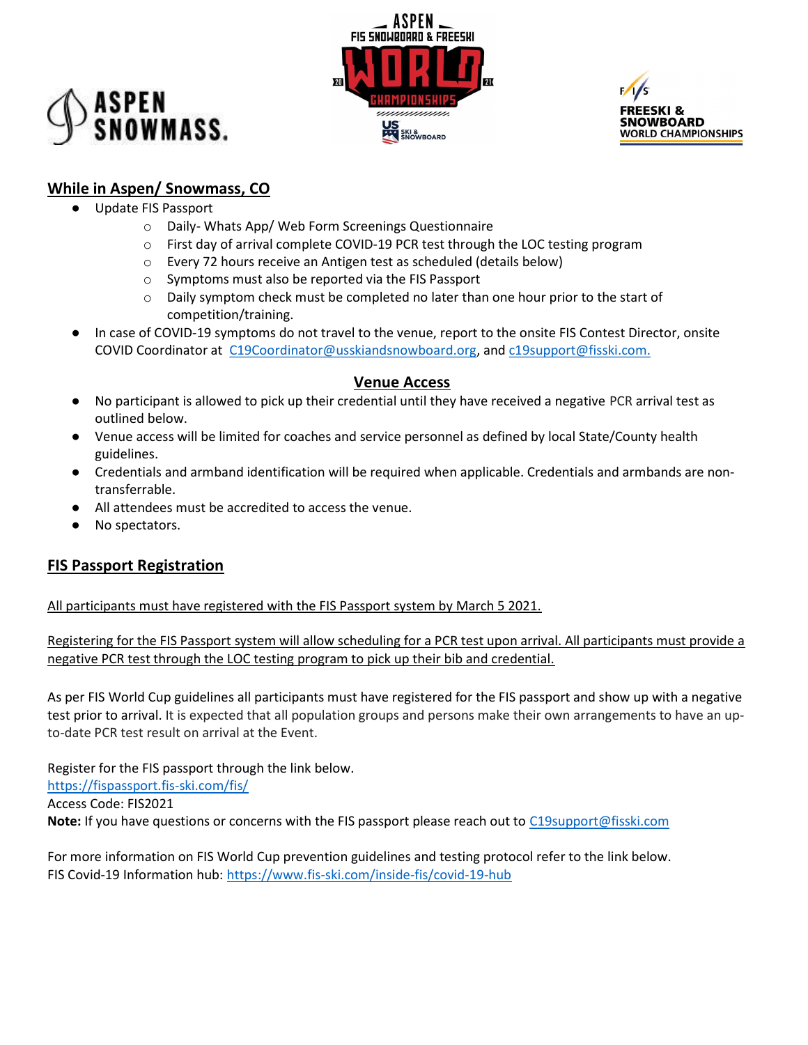## While in Aspen/ Snowmass, CO

- Update FIS Passport
    - Daily- Whats App/ Web Form Screenings Questionnaire
    - First day of arrival complete COVID-19 PCR test through the LOC testing program
    - Every 72 hours receive an Antigen test as scheduled (details below)
    - Symptoms must also be reported via the FIS Passport
    - Daily symptom check must be completed no later than one hour prior to the start of competition/training.
- In case of COVID-19 symptoms do not travel to the venue, report to the onsite FIS Contest Director, onsite COVID Coordinator at C19Coordinator@usskiandsnowboard.org, and c19support@fisski.com.

## Venue Access

- No participant is allowed to pick up their credential until they have received a negative PCR arrival test as outlined below.
- Venue access will be limited for coaches and service personnel as defined by local State/County health guidelines.
- Credentials and armband identification will be required when applicable. Credentials and armbands are non-transferrable.
- All attendees must be accredited to access the venue.
- No spectators.

## FIS Passport Registration

All participants must have registered with the FIS Passport system by March 5 2021.

Registering for the FIS Passport system will allow scheduling for a PCR test upon arrival. All participants must provide a negative PCR test through the LOC testing program to pick up their bib and credential.

As per FIS World Cup guidelines all participants must have registered for the FIS passport and show up with a negative test prior to arrival. It is expected that all population groups and persons make their own arrangements to have an up-to-date PCR test result on arrival at the Event.

Register for the FIS passport through the link below.
https://fispassport.fis-ski.com/fis/
Access Code: FIS2021
**Note:** If you have questions or concerns with the FIS passport please reach out to C19support@fisski.com

For more information on FIS World Cup prevention guidelines and testing protocol refer to the link below.
FIS Covid-19 Information hub: https://www.fis-ski.com/inside-fis/covid-19-hub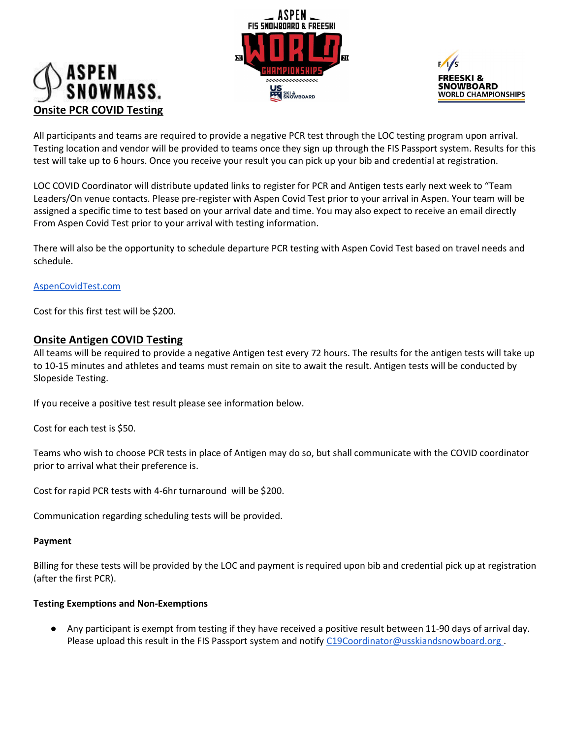## Onsite PCR COVID Testing

All participants and teams are required to provide a negative PCR test through the LOC testing program upon arrival. Testing location and vendor will be provided to teams once they sign up through the FIS Passport system. Results for this test will take up to 6 hours. Once you receive your result you can pick up your bib and credential at registration.

LOC COVID Coordinator will distribute updated links to register for PCR and Antigen tests early next week to "Team Leaders/On venue contacts. Please pre-register with Aspen Covid Test prior to your arrival in Aspen. Your team will be assigned a specific time to test based on your arrival date and time. You may also expect to receive an email directly From Aspen Covid Test prior to your arrival with testing information.

There will also be the opportunity to schedule departure PCR testing with Aspen Covid Test based on travel needs and schedule.

[AspenCovidTest.com](AspenCovidTest.com)

Cost for this first test will be $200.

## Onsite Antigen COVID Testing

All teams will be required to provide a negative Antigen test every 72 hours. The results for the antigen tests will take up to 10-15 minutes and athletes and teams must remain on site to await the result. Antigen tests will be conducted by Slopeside Testing.

If you receive a positive test result please see information below.

Cost for each test is $50.

Teams who wish to choose PCR tests in place of Antigen may do so, but shall communicate with the COVID coordinator prior to arrival what their preference is.

Cost for rapid PCR tests with 4-6hr turnaround will be $200.

Communication regarding scheduling tests will be provided.

**Payment**

Billing for these tests will be provided by the LOC and payment is required upon bib and credential pick up at registration (after the first PCR).

**Testing Exemptions and Non-Exemptions**

- Any participant is exempt from testing if they have received a positive result between 11-90 days of arrival day. Please upload this result in the FIS Passport system and notify C19Coordinator@usskiandsnowboard.org .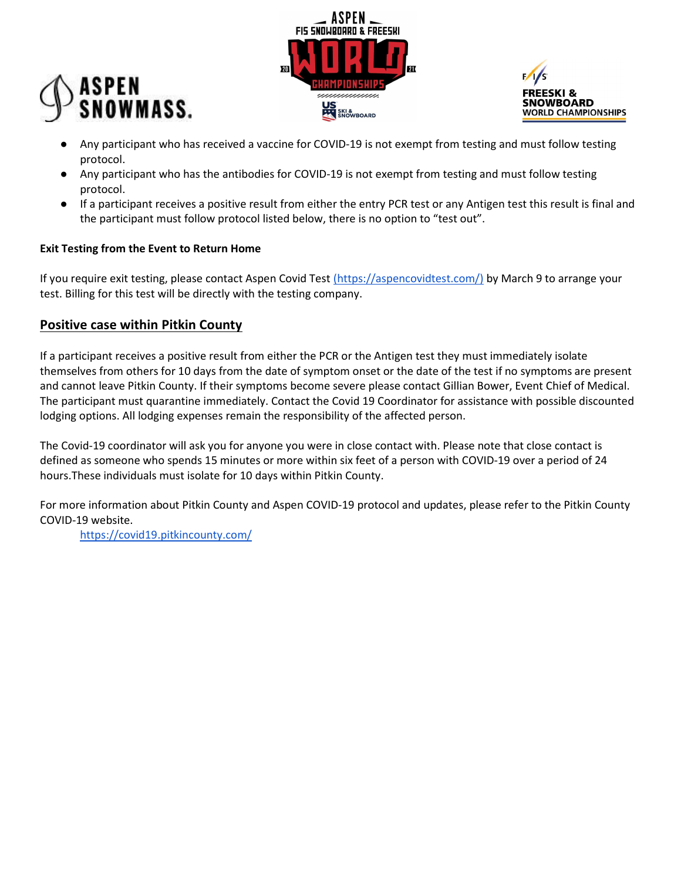- Any participant who has received a vaccine for COVID-19 is not exempt from testing and must follow testing protocol.
- Any participant who has the antibodies for COVID-19 is not exempt from testing and must follow testing protocol.
- If a participant receives a positive result from either the entry PCR test or any Antigen test this result is final and the participant must follow protocol listed below, there is no option to "test out".

**Exit Testing from the Event to Return Home**

If you require exit testing, please contact Aspen Covid Test (https://aspencovidtest.com/) by March 9 to arrange your test. Billing for this test will be directly with the testing company.

## Positive case within Pitkin County

If a participant receives a positive result from either the PCR or the Antigen test they must immediately isolate themselves from others for 10 days from the date of symptom onset or the date of the test if no symptoms are present and cannot leave Pitkin County. If their symptoms become severe please contact Gillian Bower, Event Chief of Medical. The participant must quarantine immediately. Contact the Covid 19 Coordinator for assistance with possible discounted lodging options. All lodging expenses remain the responsibility of the affected person.

The Covid-19 coordinator will ask you for anyone you were in close contact with. Please note that close contact is defined as someone who spends 15 minutes or more within six feet of a person with COVID-19 over a period of 24 hours.These individuals must isolate for 10 days within Pitkin County.

For more information about Pitkin County and Aspen COVID-19 protocol and updates, please refer to the Pitkin County COVID-19 website.

https://covid19.pitkincounty.com/